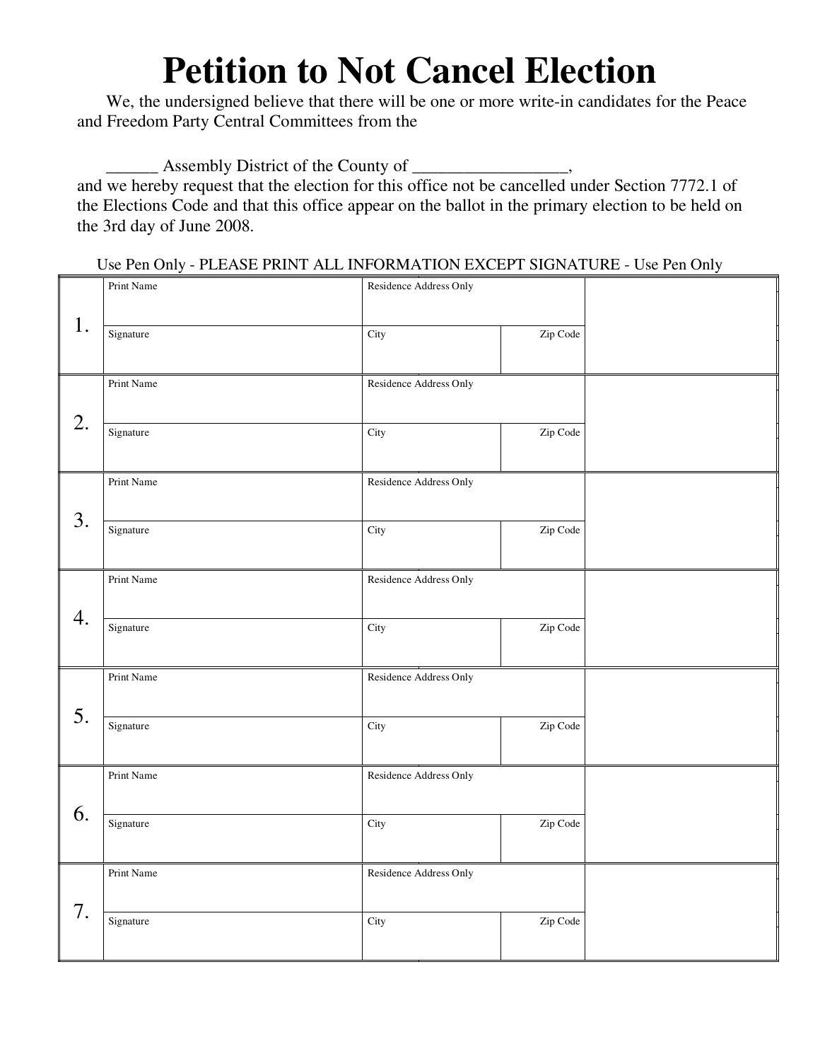# Petition to Not Cancel Election

We, the undersigned believe that there will be one or more write-in candidates for the Peace and Freedom Party Central Committees from the

______ Assembly District of the County of __________________,
and we hereby request that the election for this office not be cancelled under Section 7772.1 of the Elections Code and that this office appear on the ballot in the primary election to be held on the 3rd day of June 2008.

Use Pen Only - PLEASE PRINT ALL INFORMATION EXCEPT SIGNATURE - Use Pen Only

| | | | | |
|---|---|---|---|---|
| 1. | Print Name | Residence Address Only | | |
| | Signature | City | Zip Code | |
| 2. | Print Name | Residence Address Only | | |
| | Signature | City | Zip Code | |
| 3. | Print Name | Residence Address Only | | |
| | Signature | City | Zip Code | |
| 4. | Print Name | Residence Address Only | | |
| | Signature | City | Zip Code | |
| 5. | Print Name | Residence Address Only | | |
| | Signature | City | Zip Code | |
| 6. | Print Name | Residence Address Only | | |
| | Signature | City | Zip Code | |
| 7. | Print Name | Residence Address Only | | |
| | Signature | City | Zip Code | |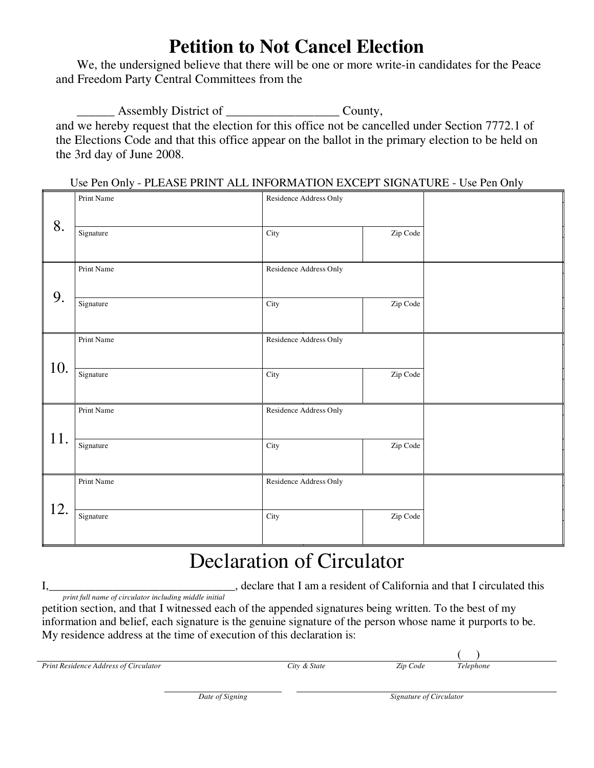# Petition to Not Cancel Election

We, the undersigned believe that there will be one or more write-in candidates for the Peace and Freedom Party Central Committees from the

______ Assembly District of __________________ County,

and we hereby request that the election for this office not be cancelled under Section 7772.1 of the Elections Code and that this office appear on the ballot in the primary election to be held on the 3rd day of June 2008.

Use Pen Only - PLEASE PRINT ALL INFORMATION EXCEPT SIGNATURE - Use Pen Only

| | | | | |
|---|---|---|---|---|
| 8. | Print Name | Residence Address Only | | |
| | Signature | City | Zip Code | |
| 9. | Print Name | Residence Address Only | | |
| | Signature | City | Zip Code | |
| 10. | Print Name | Residence Address Only | | |
| | Signature | City | Zip Code | |
| 11. | Print Name | Residence Address Only | | |
| | Signature | City | Zip Code | |
| 12. | Print Name | Residence Address Only | | |
| | Signature | City | Zip Code | |

# Declaration of Circulator

I,________________________________, declare that I am a resident of California and that I circulated this
*print full name of circulator including middle initial*

petition section, and that I witnessed each of the appended signatures being written. To the best of my information and belief, each signature is the genuine signature of the person whose name it purports to be. My residence address at the time of execution of this declaration is:

_______________________________________________________________________ (     )

*Print Residence Address of Circulator* *City & State* *Zip Code* *Telephone*

____________________ ________________________________

*Date of Signing* *Signature of Circulator*